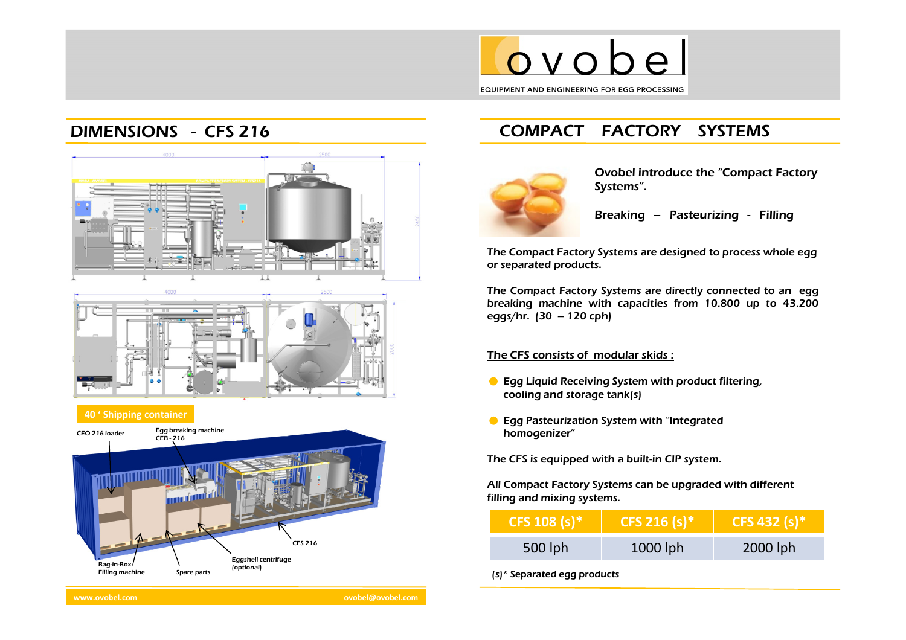ovobel

EQUIPMENT AND ENGINEERING FOR EGG PROCESSING

## DIMENSIONS - CFS 216

40 ' Shipping container

CEO 216 loader

Egg breaking machine CEB - 216

CFS 216

Bag-in-Box Filling machine

Spare parts

Eggshell centrifuge (optional)

## COMPACT FACTORY SYSTEMS

**Ovobel introduce the "Compact Factory Systems".**

**Breaking – Pasteurizing - Filling**

The Compact Factory Systems are designed to process whole egg or separated products.

The Compact Factory Systems are directly connected to an egg breaking machine with capacities from 10.800 up to 43.200 eggs/hr. (30 – 120 cph)

<u>The CFS consists of modular skids :</u>

- Egg Liquid Receiving System with product filtering, cooling and storage tank(s)
- Egg Pasteurization System with "Integrated homogenizer"

The CFS is equipped with a built-in CIP system.

All Compact Factory Systems can be upgraded with different filling and mixing systems.

| CFS 108 (s)* | CFS 216 (s)* | CFS 432 (s)* |
|---|---|---|
| 500 lph | 1000 lph | 2000 lph |

(s)* Separated egg products

www.ovobel.com ovobel@ovobel.com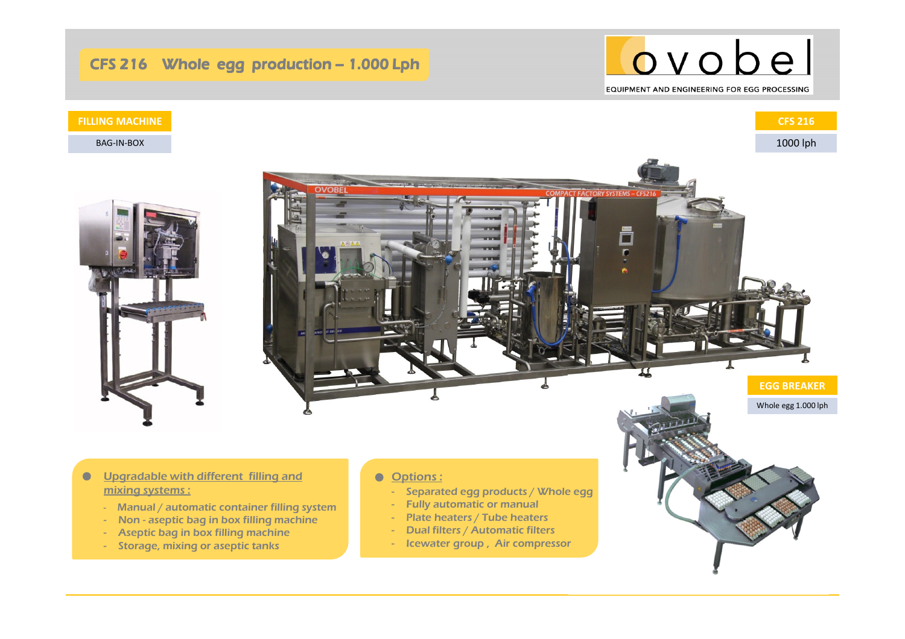# CFS 216 Whole egg production – 1.000 Lph

ovobel

EQUIPMENT AND ENGINEERING FOR EGG PROCESSING

**FILLING MACHINE**

BAG-IN-BOX

**CFS 216**

1000 lph

**EGG BREAKER**

Whole egg 1.000 lph

- **Upgradable with different filling and mixing systems :**
  - Manual / automatic container filling system
  - Non - aseptic bag in box filling machine
  - Aseptic bag in box filling machine
  - Storage, mixing or aseptic tanks

- **Options :**
  - Separated egg products / Whole egg
  - Fully automatic or manual
  - Plate heaters / Tube heaters
  - Dual filters / Automatic filters
  - Icewater group , Air compressor